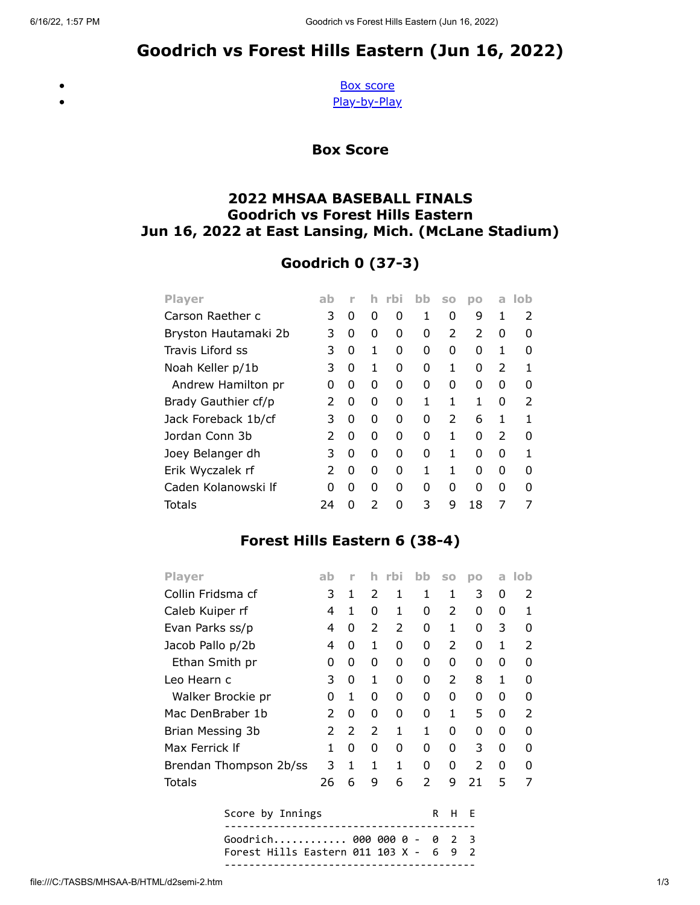# Goodrich vs Forest Hills Eastern (Jun 16, 2022)

- Box score
- Play-by-Play

### Box Score

### 2022 MHSAA BASEBALL FINALS
### Goodrich vs Forest Hills Eastern
### Jun 16, 2022 at East Lansing, Mich. (McLane Stadium)

## Goodrich 0 (37-3)

| Player | ab | r | h | rbi | bb | so | po | a | lob |
|---|---|---|---|---|---|---|---|---|---|
| Carson Raether c | 3 | 0 | 0 | 0 | 1 | 0 | 9 | 1 | 2 |
| Bryston Hautamaki 2b | 3 | 0 | 0 | 0 | 0 | 2 | 2 | 0 | 0 |
| Travis Liford ss | 3 | 0 | 1 | 0 | 0 | 0 | 0 | 1 | 0 |
| Noah Keller p/1b | 3 | 0 | 1 | 0 | 0 | 1 | 0 | 2 | 1 |
| Andrew Hamilton pr | 0 | 0 | 0 | 0 | 0 | 0 | 0 | 0 | 0 |
| Brady Gauthier cf/p | 2 | 0 | 0 | 0 | 1 | 1 | 1 | 0 | 2 |
| Jack Foreback 1b/cf | 3 | 0 | 0 | 0 | 0 | 2 | 6 | 1 | 1 |
| Jordan Conn 3b | 2 | 0 | 0 | 0 | 0 | 1 | 0 | 2 | 0 |
| Joey Belanger dh | 3 | 0 | 0 | 0 | 0 | 1 | 0 | 0 | 1 |
| Erik Wyczalek rf | 2 | 0 | 0 | 0 | 1 | 1 | 0 | 0 | 0 |
| Caden Kolanowski lf | 0 | 0 | 0 | 0 | 0 | 0 | 0 | 0 | 0 |
| Totals | 24 | 0 | 2 | 0 | 3 | 9 | 18 | 7 | 7 |

## Forest Hills Eastern 6 (38-4)

| Player | ab | r | h | rbi | bb | so | po | a | lob |
|---|---|---|---|---|---|---|---|---|---|
| Collin Fridsma cf | 3 | 1 | 2 | 1 | 1 | 1 | 3 | 0 | 2 |
| Caleb Kuiper rf | 4 | 1 | 0 | 1 | 0 | 2 | 0 | 0 | 1 |
| Evan Parks ss/p | 4 | 0 | 2 | 2 | 0 | 1 | 0 | 3 | 0 |
| Jacob Pallo p/2b | 4 | 0 | 1 | 0 | 0 | 2 | 0 | 1 | 2 |
| Ethan Smith pr | 0 | 0 | 0 | 0 | 0 | 0 | 0 | 0 | 0 |
| Leo Hearn c | 3 | 0 | 1 | 0 | 0 | 2 | 8 | 1 | 0 |
| Walker Brockie pr | 0 | 1 | 0 | 0 | 0 | 0 | 0 | 0 | 0 |
| Mac DenBraber 1b | 2 | 0 | 0 | 0 | 0 | 1 | 5 | 0 | 2 |
| Brian Messing 3b | 2 | 2 | 2 | 1 | 1 | 0 | 0 | 0 | 0 |
| Max Ferrick lf | 1 | 0 | 0 | 0 | 0 | 0 | 3 | 0 | 0 |
| Brendan Thompson 2b/ss | 3 | 1 | 1 | 1 | 0 | 0 | 2 | 0 | 0 |
| Totals | 26 | 6 | 9 | 6 | 2 | 9 | 21 | 5 | 7 |

```
Score by Innings                    R  H  E
-------------------------------------------
Goodrich........... 000 000 0 -  0  2  3
Forest Hills Eastern 011 103 X -  6  9  2
-------------------------------------------
```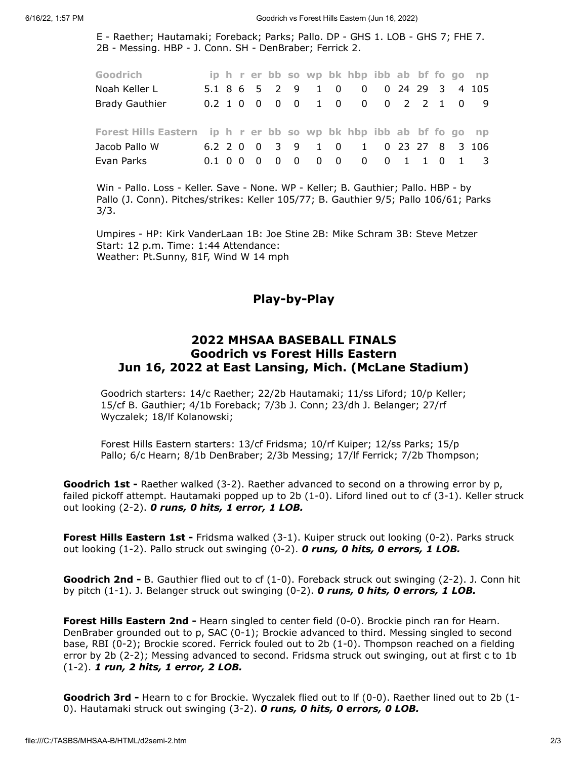E - Raether; Hautamaki; Foreback; Parks; Pallo. DP - GHS 1. LOB - GHS 7; FHE 7. 2B - Messing. HBP - J. Conn. SH - DenBraber; Ferrick 2.

| Goodrich | ip | h | r | er | bb | so | wp | bk | hbp | ibb | ab | bf | fo | go | np |
|---|---|---|---|---|---|---|---|---|---|---|---|---|---|---|---|
| Noah Keller L | 5.1 | 8 | 6 | 5 | 2 | 9 | 1 | 0 | 0 | 0 | 24 | 29 | 3 | 4 | 105 |
| Brady Gauthier | 0.2 | 1 | 0 | 0 | 0 | 0 | 1 | 0 | 0 | 0 | 2 | 2 | 1 | 0 | 9 |

| Forest Hills Eastern | ip | h | r | er | bb | so | wp | bk | hbp | ibb | ab | bf | fo | go | np |
|---|---|---|---|---|---|---|---|---|---|---|---|---|---|---|---|
| Jacob Pallo W | 6.2 | 2 | 0 | 0 | 3 | 9 | 1 | 0 | 1 | 0 | 23 | 27 | 8 | 3 | 106 |
| Evan Parks | 0.1 | 0 | 0 | 0 | 0 | 0 | 0 | 0 | 0 | 0 | 1 | 1 | 0 | 1 | 3 |

Win - Pallo. Loss - Keller. Save - None. WP - Keller; B. Gauthier; Pallo. HBP - by Pallo (J. Conn). Pitches/strikes: Keller 105/77; B. Gauthier 9/5; Pallo 106/61; Parks 3/3.

Umpires - HP: Kirk VanderLaan 1B: Joe Stine 2B: Mike Schram 3B: Steve Metzer
Start: 12 p.m. Time: 1:44 Attendance:
Weather: Pt.Sunny, 81F, Wind W 14 mph

## Play-by-Play

## 2022 MHSAA BASEBALL FINALS
## Goodrich vs Forest Hills Eastern
## Jun 16, 2022 at East Lansing, Mich. (McLane Stadium)

Goodrich starters: 14/c Raether; 22/2b Hautamaki; 11/ss Liford; 10/p Keller; 15/cf B. Gauthier; 4/1b Foreback; 7/3b J. Conn; 23/dh J. Belanger; 27/rf Wyczalek; 18/lf Kolanowski;

Forest Hills Eastern starters: 13/cf Fridsma; 10/rf Kuiper; 12/ss Parks; 15/p Pallo; 6/c Hearn; 8/1b DenBraber; 2/3b Messing; 17/lf Ferrick; 7/2b Thompson;

**Goodrich 1st -** Raether walked (3-2). Raether advanced to second on a throwing error by p, failed pickoff attempt. Hautamaki popped up to 2b (1-0). Liford lined out to cf (3-1). Keller struck out looking (2-2). ***0 runs, 0 hits, 1 error, 1 LOB.***

**Forest Hills Eastern 1st -** Fridsma walked (3-1). Kuiper struck out looking (0-2). Parks struck out looking (1-2). Pallo struck out swinging (0-2). ***0 runs, 0 hits, 0 errors, 1 LOB.***

**Goodrich 2nd -** B. Gauthier flied out to cf (1-0). Foreback struck out swinging (2-2). J. Conn hit by pitch (1-1). J. Belanger struck out swinging (0-2). ***0 runs, 0 hits, 0 errors, 1 LOB.***

**Forest Hills Eastern 2nd -** Hearn singled to center field (0-0). Brockie pinch ran for Hearn. DenBraber grounded out to p, SAC (0-1); Brockie advanced to third. Messing singled to second base, RBI (0-2); Brockie scored. Ferrick fouled out to 2b (1-0). Thompson reached on a fielding error by 2b (2-2); Messing advanced to second. Fridsma struck out swinging, out at first c to 1b (1-2). ***1 run, 2 hits, 1 error, 2 LOB.***

**Goodrich 3rd -** Hearn to c for Brockie. Wyczalek flied out to lf (0-0). Raether lined out to 2b (1-0). Hautamaki struck out swinging (3-2). ***0 runs, 0 hits, 0 errors, 0 LOB.***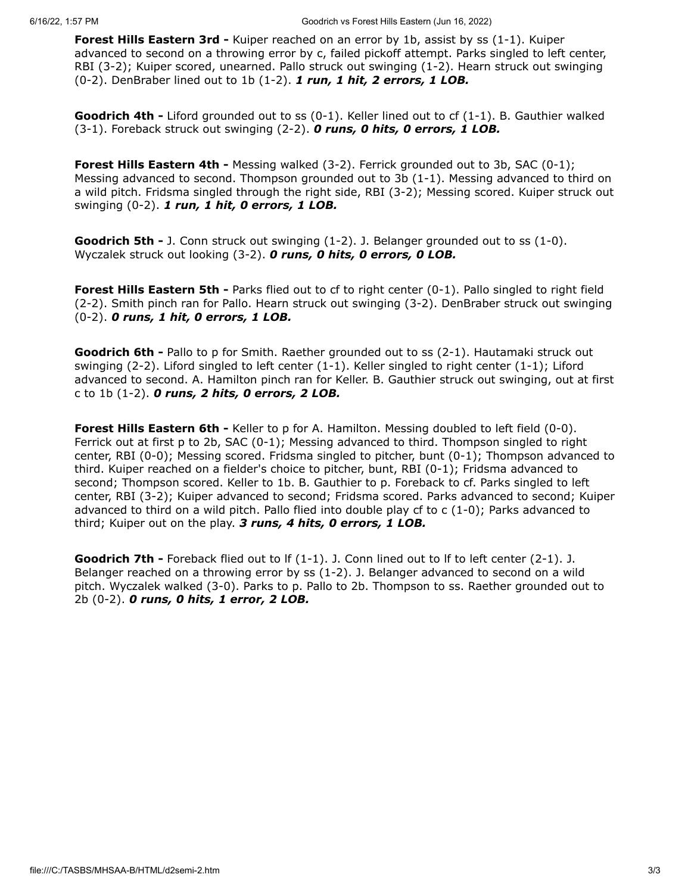**Forest Hills Eastern 3rd -** Kuiper reached on an error by 1b, assist by ss (1-1). Kuiper advanced to second on a throwing error by c, failed pickoff attempt. Parks singled to left center, RBI (3-2); Kuiper scored, unearned. Pallo struck out swinging (1-2). Hearn struck out swinging (0-2). DenBraber lined out to 1b (1-2). ***1 run, 1 hit, 2 errors, 1 LOB.***

**Goodrich 4th -** Liford grounded out to ss (0-1). Keller lined out to cf (1-1). B. Gauthier walked (3-1). Foreback struck out swinging (2-2). ***0 runs, 0 hits, 0 errors, 1 LOB.***

**Forest Hills Eastern 4th -** Messing walked (3-2). Ferrick grounded out to 3b, SAC (0-1); Messing advanced to second. Thompson grounded out to 3b (1-1). Messing advanced to third on a wild pitch. Fridsma singled through the right side, RBI (3-2); Messing scored. Kuiper struck out swinging (0-2). ***1 run, 1 hit, 0 errors, 1 LOB.***

**Goodrich 5th -** J. Conn struck out swinging (1-2). J. Belanger grounded out to ss (1-0). Wyczalek struck out looking (3-2). ***0 runs, 0 hits, 0 errors, 0 LOB.***

**Forest Hills Eastern 5th -** Parks flied out to cf to right center (0-1). Pallo singled to right field (2-2). Smith pinch ran for Pallo. Hearn struck out swinging (3-2). DenBraber struck out swinging (0-2). ***0 runs, 1 hit, 0 errors, 1 LOB.***

**Goodrich 6th -** Pallo to p for Smith. Raether grounded out to ss (2-1). Hautamaki struck out swinging (2-2). Liford singled to left center (1-1). Keller singled to right center (1-1); Liford advanced to second. A. Hamilton pinch ran for Keller. B. Gauthier struck out swinging, out at first c to 1b (1-2). ***0 runs, 2 hits, 0 errors, 2 LOB.***

**Forest Hills Eastern 6th -** Keller to p for A. Hamilton. Messing doubled to left field (0-0). Ferrick out at first p to 2b, SAC (0-1); Messing advanced to third. Thompson singled to right center, RBI (0-0); Messing scored. Fridsma singled to pitcher, bunt (0-1); Thompson advanced to third. Kuiper reached on a fielder's choice to pitcher, bunt, RBI (0-1); Fridsma advanced to second; Thompson scored. Keller to 1b. B. Gauthier to p. Foreback to cf. Parks singled to left center, RBI (3-2); Kuiper advanced to second; Fridsma scored. Parks advanced to second; Kuiper advanced to third on a wild pitch. Pallo flied into double play cf to c (1-0); Parks advanced to third; Kuiper out on the play. ***3 runs, 4 hits, 0 errors, 1 LOB.***

**Goodrich 7th -** Foreback flied out to lf (1-1). J. Conn lined out to lf to left center (2-1). J. Belanger reached on a throwing error by ss (1-2). J. Belanger advanced to second on a wild pitch. Wyczalek walked (3-0). Parks to p. Pallo to 2b. Thompson to ss. Raether grounded out to 2b (0-2). ***0 runs, 0 hits, 1 error, 2 LOB.***